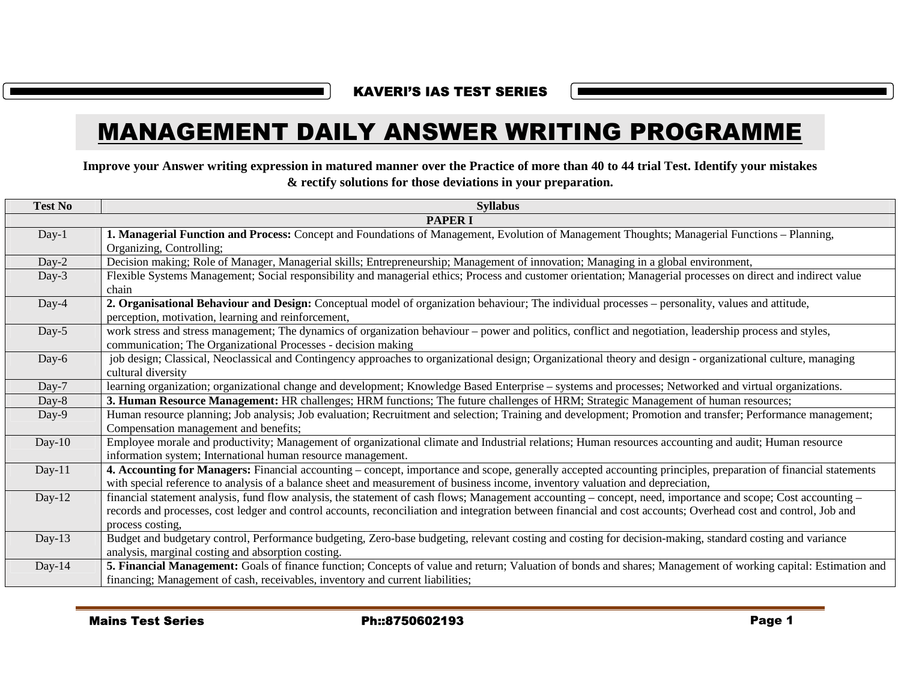KAVERI'S IAS TEST SERIES

# MANAGEMENT DAILY ANSWER WRITING PROGRAMME

**Improve your Answer writing expression in matured manner over the Practice of more than 40 to 44 trial Test. Identify your mistakes & rectify solutions for those deviations in your preparation.**

| Test No | Syllabus |
|---|---|
| | **PAPER I** |
| Day-1 | **1. Managerial Function and Process:** Concept and Foundations of Management, Evolution of Management Thoughts; Managerial Functions – Planning, Organizing, Controlling; |
| Day-2 | Decision making; Role of Manager, Managerial skills; Entrepreneurship; Management of innovation; Managing in a global environment, |
| Day-3 | Flexible Systems Management; Social responsibility and managerial ethics; Process and customer orientation; Managerial processes on direct and indirect value chain |
| Day-4 | **2. Organisational Behaviour and Design:** Conceptual model of organization behaviour; The individual processes – personality, values and attitude, perception, motivation, learning and reinforcement, |
| Day-5 | work stress and stress management; The dynamics of organization behaviour – power and politics, conflict and negotiation, leadership process and styles, communication; The Organizational Processes - decision making |
| Day-6 | job design; Classical, Neoclassical and Contingency approaches to organizational design; Organizational theory and design - organizational culture, managing cultural diversity |
| Day-7 | learning organization; organizational change and development; Knowledge Based Enterprise – systems and processes; Networked and virtual organizations. |
| Day-8 | **3. Human Resource Management:** HR challenges; HRM functions; The future challenges of HRM; Strategic Management of human resources; |
| Day-9 | Human resource planning; Job analysis; Job evaluation; Recruitment and selection; Training and development; Promotion and transfer; Performance management; Compensation management and benefits; |
| Day-10 | Employee morale and productivity; Management of organizational climate and Industrial relations; Human resources accounting and audit; Human resource information system; International human resource management. |
| Day-11 | **4. Accounting for Managers:** Financial accounting – concept, importance and scope, generally accepted accounting principles, preparation of financial statements with special reference to analysis of a balance sheet and measurement of business income, inventory valuation and depreciation, |
| Day-12 | financial statement analysis, fund flow analysis, the statement of cash flows; Management accounting – concept, need, importance and scope; Cost accounting – records and processes, cost ledger and control accounts, reconciliation and integration between financial and cost accounts; Overhead cost and control, Job and process costing, |
| Day-13 | Budget and budgetary control, Performance budgeting, Zero-base budgeting, relevant costing and costing for decision-making, standard costing and variance analysis, marginal costing and absorption costing. |
| Day-14 | **5. Financial Management:** Goals of finance function; Concepts of value and return; Valuation of bonds and shares; Management of working capital: Estimation and financing; Management of cash, receivables, inventory and current liabilities; |

Mains Test Series Ph::8750602193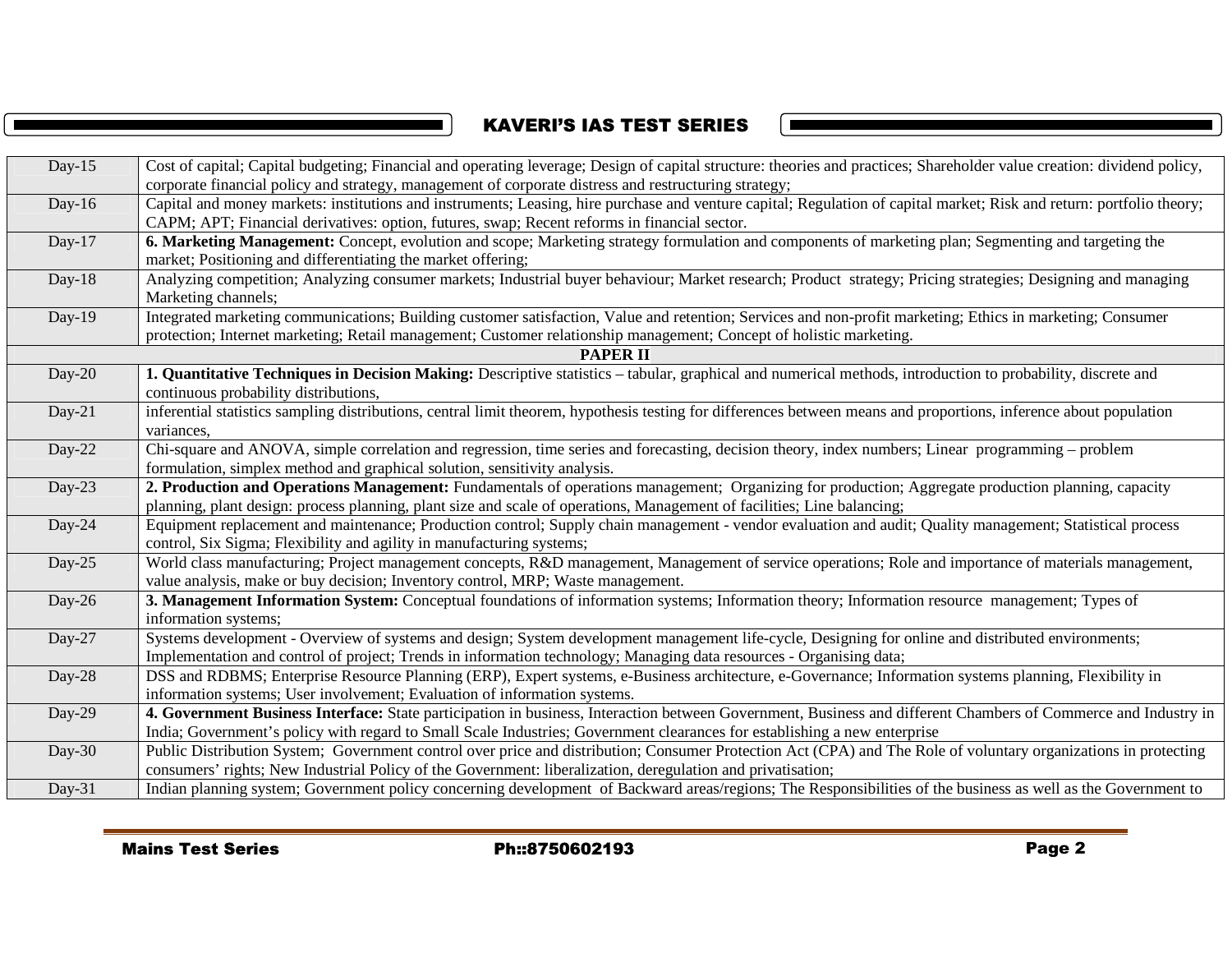| Day-15 | Cost of capital; Capital budgeting; Financial and operating leverage; Design of capital structure: theories and practices; Shareholder value creation: dividend policy, corporate financial policy and strategy, management of corporate distress and restructuring strategy; |
|---|---|
| Day-16 | Capital and money markets: institutions and instruments; Leasing, hire purchase and venture capital; Regulation of capital market; Risk and return: portfolio theory; CAPM; APT; Financial derivatives: option, futures, swap; Recent reforms in financial sector. |
| Day-17 | **6. Marketing Management:** Concept, evolution and scope; Marketing strategy formulation and components of marketing plan; Segmenting and targeting the market; Positioning and differentiating the market offering; |
| Day-18 | Analyzing competition; Analyzing consumer markets; Industrial buyer behaviour; Market research; Product strategy; Pricing strategies; Designing and managing Marketing channels; |
| Day-19 | Integrated marketing communications; Building customer satisfaction, Value and retention; Services and non-profit marketing; Ethics in marketing; Consumer protection; Internet marketing; Retail management; Customer relationship management; Concept of holistic marketing. |
| **PAPER II** | |
| Day-20 | **1. Quantitative Techniques in Decision Making:** Descriptive statistics – tabular, graphical and numerical methods, introduction to probability, discrete and continuous probability distributions, |
| Day-21 | inferential statistics sampling distributions, central limit theorem, hypothesis testing for differences between means and proportions, inference about population variances, |
| Day-22 | Chi-square and ANOVA, simple correlation and regression, time series and forecasting, decision theory, index numbers; Linear programming – problem formulation, simplex method and graphical solution, sensitivity analysis. |
| Day-23 | **2. Production and Operations Management:** Fundamentals of operations management; Organizing for production; Aggregate production planning, capacity planning, plant design: process planning, plant size and scale of operations, Management of facilities; Line balancing; |
| Day-24 | Equipment replacement and maintenance; Production control; Supply chain management - vendor evaluation and audit; Quality management; Statistical process control, Six Sigma; Flexibility and agility in manufacturing systems; |
| Day-25 | World class manufacturing; Project management concepts, R&D management, Management of service operations; Role and importance of materials management, value analysis, make or buy decision; Inventory control, MRP; Waste management. |
| Day-26 | **3. Management Information System:** Conceptual foundations of information systems; Information theory; Information resource management; Types of information systems; |
| Day-27 | Systems development - Overview of systems and design; System development management life-cycle, Designing for online and distributed environments; Implementation and control of project; Trends in information technology; Managing data resources - Organising data; |
| Day-28 | DSS and RDBMS; Enterprise Resource Planning (ERP), Expert systems, e-Business architecture, e-Governance; Information systems planning, Flexibility in information systems; User involvement; Evaluation of information systems. |
| Day-29 | **4. Government Business Interface:** State participation in business, Interaction between Government, Business and different Chambers of Commerce and Industry in India; Government's policy with regard to Small Scale Industries; Government clearances for establishing a new enterprise |
| Day-30 | Public Distribution System; Government control over price and distribution; Consumer Protection Act (CPA) and The Role of voluntary organizations in protecting consumers' rights; New Industrial Policy of the Government: liberalization, deregulation and privatisation; |
| Day-31 | Indian planning system; Government policy concerning development of Backward areas/regions; The Responsibilities of the business as well as the Government to |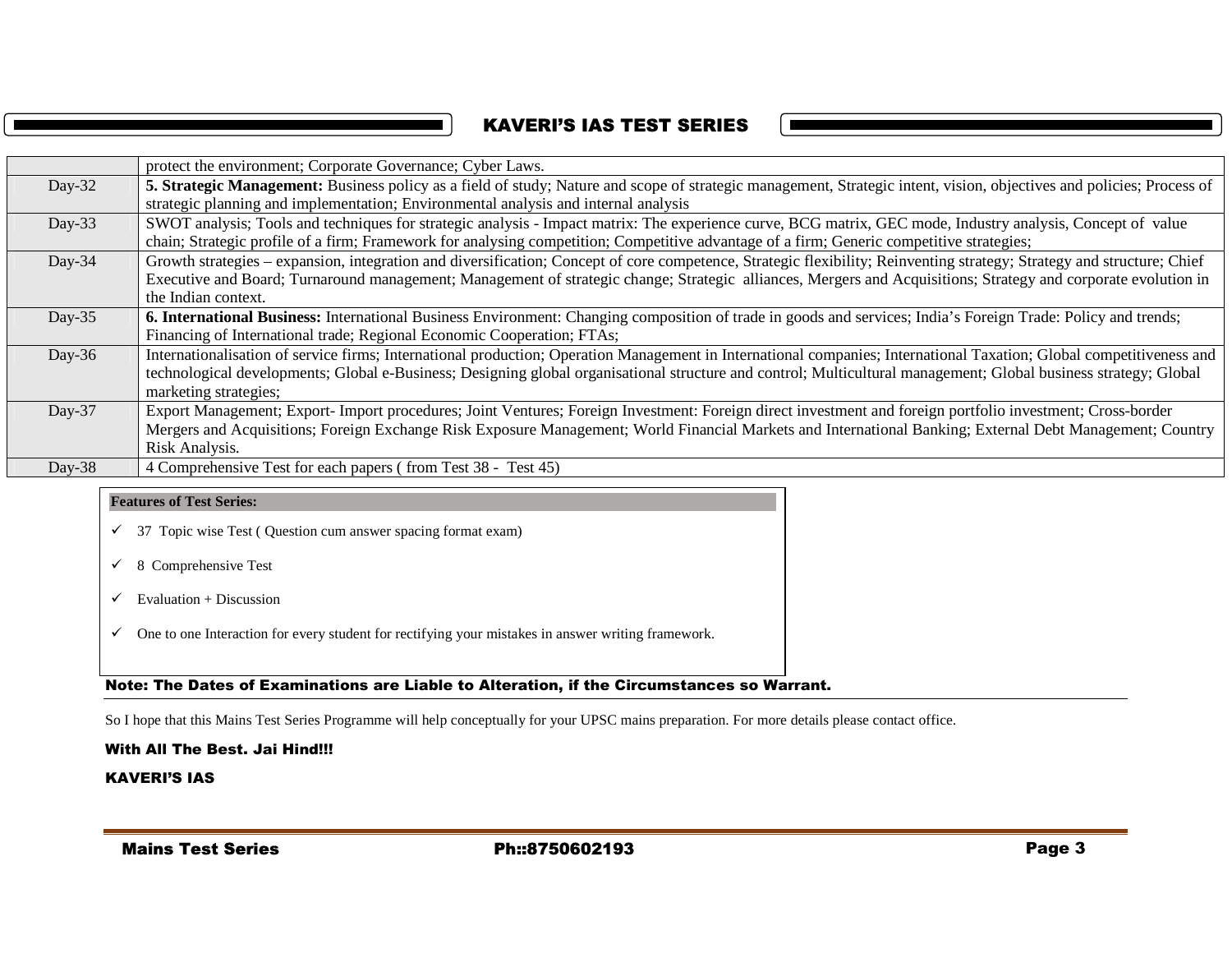| | |
|---|---|
| | protect the environment; Corporate Governance; Cyber Laws. |
| Day-32 | **5. Strategic Management:** Business policy as a field of study; Nature and scope of strategic management, Strategic intent, vision, objectives and policies; Process of strategic planning and implementation; Environmental analysis and internal analysis |
| Day-33 | SWOT analysis; Tools and techniques for strategic analysis - Impact matrix: The experience curve, BCG matrix, GEC mode, Industry analysis, Concept of value chain; Strategic profile of a firm; Framework for analysing competition; Competitive advantage of a firm; Generic competitive strategies; |
| Day-34 | Growth strategies – expansion, integration and diversification; Concept of core competence, Strategic flexibility; Reinventing strategy; Strategy and structure; Chief Executive and Board; Turnaround management; Management of strategic change; Strategic alliances, Mergers and Acquisitions; Strategy and corporate evolution in the Indian context. |
| Day-35 | **6. International Business:** International Business Environment: Changing composition of trade in goods and services; India's Foreign Trade: Policy and trends; Financing of International trade; Regional Economic Cooperation; FTAs; |
| Day-36 | Internationalisation of service firms; International production; Operation Management in International companies; International Taxation; Global competitiveness and technological developments; Global e-Business; Designing global organisational structure and control; Multicultural management; Global business strategy; Global marketing strategies; |
| Day-37 | Export Management; Export- Import procedures; Joint Ventures; Foreign Investment: Foreign direct investment and foreign portfolio investment; Cross-border Mergers and Acquisitions; Foreign Exchange Risk Exposure Management; World Financial Markets and International Banking; External Debt Management; Country Risk Analysis. |
| Day-38 | 4 Comprehensive Test for each papers ( from Test 38 - Test 45) |

**Features of Test Series:**

- ✓ 37 Topic wise Test ( Question cum answer spacing format exam)
- ✓ 8 Comprehensive Test
- ✓ Evaluation + Discussion
- ✓ One to one Interaction for every student for rectifying your mistakes in answer writing framework.

**Note: The Dates of Examinations are Liable to Alteration, if the Circumstances so Warrant.**

So I hope that this Mains Test Series Programme will help conceptually for your UPSC mains preparation. For more details please contact office.

**With All The Best. Jai Hind!!!**

**KAVERI'S IAS**